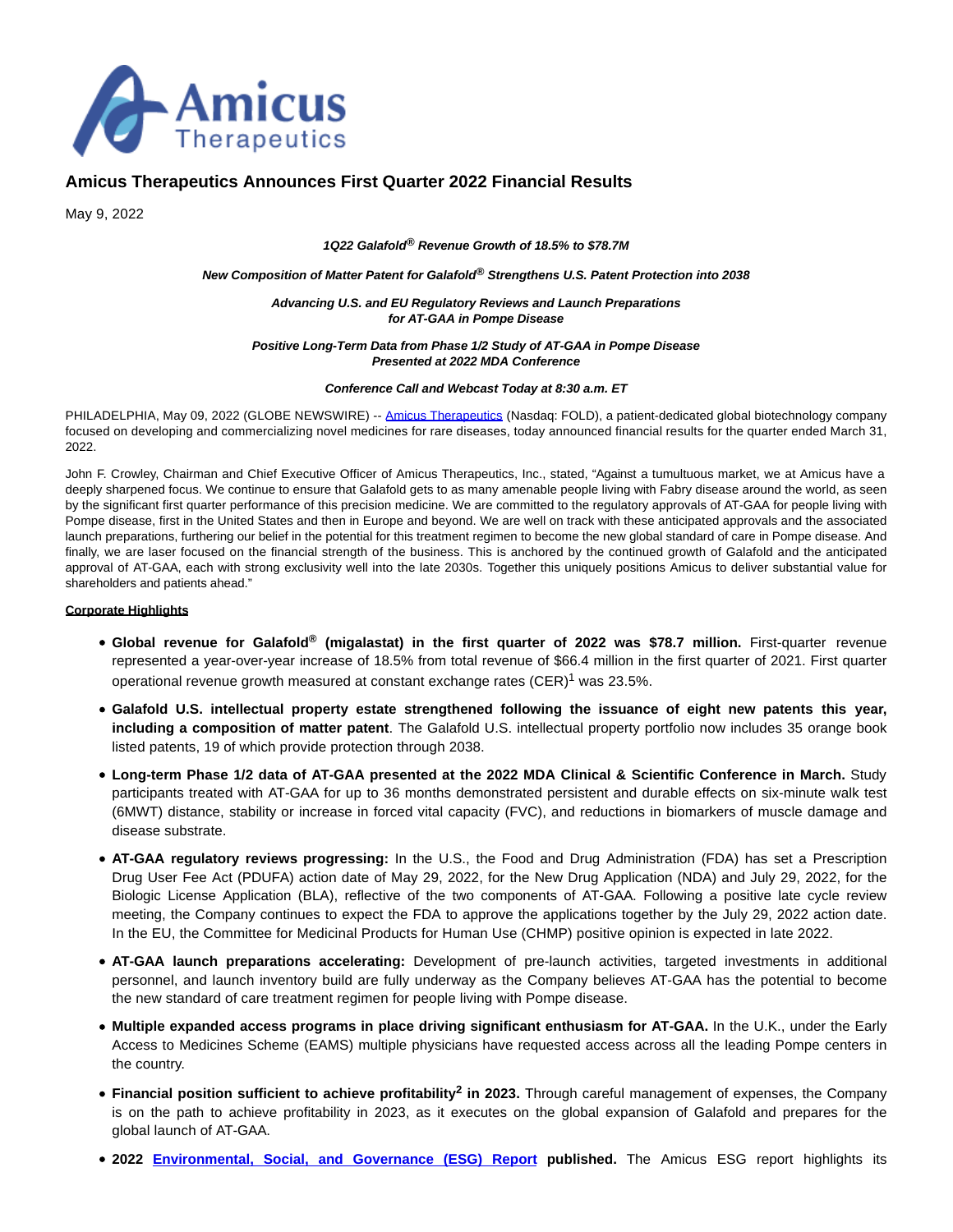# Amicus Therapeutics Announces First Quarter 2022 Financial Results

May 9, 2022

***1Q22 Galafold® Revenue Growth of 18.5% to $78.7M***

***New Composition of Matter Patent for Galafold® Strengthens U.S. Patent Protection into 2038***

***Advancing U.S. and EU Regulatory Reviews and Launch Preparations for AT-GAA in Pompe Disease***

***Positive Long-Term Data from Phase 1/2 Study of AT-GAA in Pompe Disease Presented at 2022 MDA Conference***

***Conference Call and Webcast Today at 8:30 a.m. ET***

PHILADELPHIA, May 09, 2022 (GLOBE NEWSWIRE) -- Amicus Therapeutics (Nasdaq: FOLD), a patient-dedicated global biotechnology company focused on developing and commercializing novel medicines for rare diseases, today announced financial results for the quarter ended March 31, 2022.

John F. Crowley, Chairman and Chief Executive Officer of Amicus Therapeutics, Inc., stated, "Against a tumultuous market, we at Amicus have a deeply sharpened focus. We continue to ensure that Galafold gets to as many amenable people living with Fabry disease around the world, as seen by the significant first quarter performance of this precision medicine. We are committed to the regulatory approvals of AT-GAA for people living with Pompe disease, first in the United States and then in Europe and beyond. We are well on track with these anticipated approvals and the associated launch preparations, furthering our belief in the potential for this treatment regimen to become the new global standard of care in Pompe disease. And finally, we are laser focused on the financial strength of the business. This is anchored by the continued growth of Galafold and the anticipated approval of AT-GAA, each with strong exclusivity well into the late 2030s. Together this uniquely positions Amicus to deliver substantial value for shareholders and patients ahead."

**Corporate Highlights**

- **Global revenue for Galafold® (migalastat) in the first quarter of 2022 was $78.7 million.** First-quarter revenue represented a year-over-year increase of 18.5% from total revenue of $66.4 million in the first quarter of 2021. First quarter operational revenue growth measured at constant exchange rates (CER)[1] was 23.5%.
- **Galafold U.S. intellectual property estate strengthened following the issuance of eight new patents this year, including a composition of matter patent**. The Galafold U.S. intellectual property portfolio now includes 35 orange book listed patents, 19 of which provide protection through 2038.
- **Long-term Phase 1/2 data of AT-GAA presented at the 2022 MDA Clinical & Scientific Conference in March.** Study participants treated with AT-GAA for up to 36 months demonstrated persistent and durable effects on six-minute walk test (6MWT) distance, stability or increase in forced vital capacity (FVC), and reductions in biomarkers of muscle damage and disease substrate.
- **AT-GAA regulatory reviews progressing:** In the U.S., the Food and Drug Administration (FDA) has set a Prescription Drug User Fee Act (PDUFA) action date of May 29, 2022, for the New Drug Application (NDA) and July 29, 2022, for the Biologic License Application (BLA), reflective of the two components of AT-GAA. Following a positive late cycle review meeting, the Company continues to expect the FDA to approve the applications together by the July 29, 2022 action date. In the EU, the Committee for Medicinal Products for Human Use (CHMP) positive opinion is expected in late 2022.
- **AT-GAA launch preparations accelerating:** Development of pre-launch activities, targeted investments in additional personnel, and launch inventory build are fully underway as the Company believes AT-GAA has the potential to become the new standard of care treatment regimen for people living with Pompe disease.
- **Multiple expanded access programs in place driving significant enthusiasm for AT-GAA.** In the U.K., under the Early Access to Medicines Scheme (EAMS) multiple physicians have requested access across all the leading Pompe centers in the country.
- **Financial position sufficient to achieve profitability[2] in 2023.** Through careful management of expenses, the Company is on the path to achieve profitability in 2023, as it executes on the global expansion of Galafold and prepares for the global launch of AT-GAA.
- **2022 Environmental, Social, and Governance (ESG) Report published.** The Amicus ESG report highlights its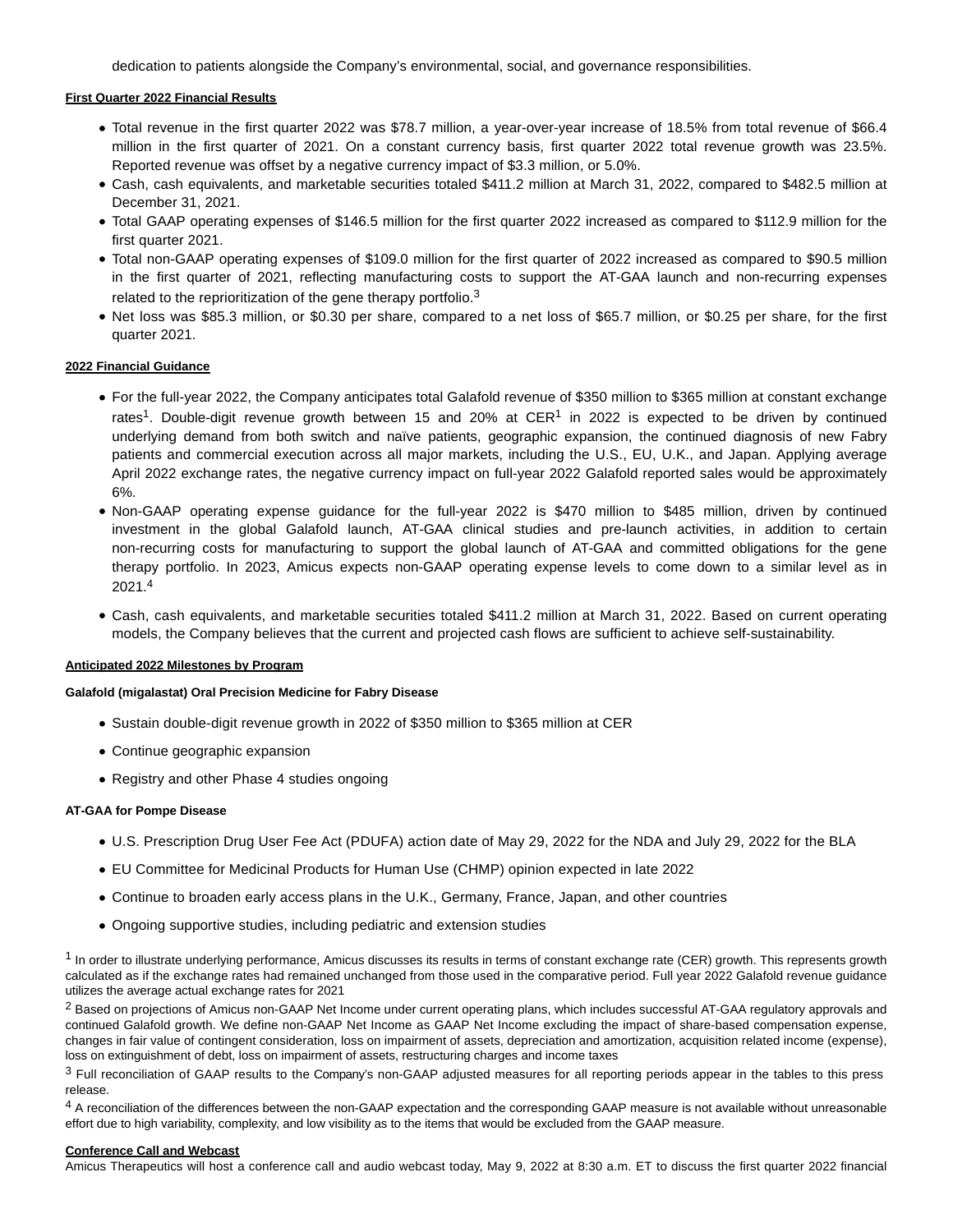dedication to patients alongside the Company's environmental, social, and governance responsibilities.

**First Quarter 2022 Financial Results**

- Total revenue in the first quarter 2022 was $78.7 million, a year-over-year increase of 18.5% from total revenue of $66.4 million in the first quarter of 2021. On a constant currency basis, first quarter 2022 total revenue growth was 23.5%. Reported revenue was offset by a negative currency impact of $3.3 million, or 5.0%.
- Cash, cash equivalents, and marketable securities totaled $411.2 million at March 31, 2022, compared to $482.5 million at December 31, 2021.
- Total GAAP operating expenses of $146.5 million for the first quarter 2022 increased as compared to $112.9 million for the first quarter 2021.
- Total non-GAAP operating expenses of $109.0 million for the first quarter of 2022 increased as compared to $90.5 million in the first quarter of 2021, reflecting manufacturing costs to support the AT-GAA launch and non-recurring expenses related to the reprioritization of the gene therapy portfolio.[3]
- Net loss was $85.3 million, or $0.30 per share, compared to a net loss of $65.7 million, or $0.25 per share, for the first quarter 2021.

**2022 Financial Guidance**

- For the full-year 2022, the Company anticipates total Galafold revenue of $350 million to $365 million at constant exchange rates[1]. Double-digit revenue growth between 15 and 20% at CER[1] in 2022 is expected to be driven by continued underlying demand from both switch and naïve patients, geographic expansion, the continued diagnosis of new Fabry patients and commercial execution across all major markets, including the U.S., EU, U.K., and Japan. Applying average April 2022 exchange rates, the negative currency impact on full-year 2022 Galafold reported sales would be approximately 6%.
- Non-GAAP operating expense guidance for the full-year 2022 is $470 million to $485 million, driven by continued investment in the global Galafold launch, AT-GAA clinical studies and pre-launch activities, in addition to certain non-recurring costs for manufacturing to support the global launch of AT-GAA and committed obligations for the gene therapy portfolio. In 2023, Amicus expects non-GAAP operating expense levels to come down to a similar level as in 2021.[4]
- Cash, cash equivalents, and marketable securities totaled $411.2 million at March 31, 2022. Based on current operating models, the Company believes that the current and projected cash flows are sufficient to achieve self-sustainability.

**Anticipated 2022 Milestones by Program**

**Galafold (migalastat) Oral Precision Medicine for Fabry Disease**

- Sustain double-digit revenue growth in 2022 of $350 million to $365 million at CER
- Continue geographic expansion
- Registry and other Phase 4 studies ongoing

**AT-GAA for Pompe Disease**

- U.S. Prescription Drug User Fee Act (PDUFA) action date of May 29, 2022 for the NDA and July 29, 2022 for the BLA
- EU Committee for Medicinal Products for Human Use (CHMP) opinion expected in late 2022
- Continue to broaden early access plans in the U.K., Germany, France, Japan, and other countries
- Ongoing supportive studies, including pediatric and extension studies

[1] In order to illustrate underlying performance, Amicus discusses its results in terms of constant exchange rate (CER) growth. This represents growth calculated as if the exchange rates had remained unchanged from those used in the comparative period. Full year 2022 Galafold revenue guidance utilizes the average actual exchange rates for 2021

[2] Based on projections of Amicus non-GAAP Net Income under current operating plans, which includes successful AT-GAA regulatory approvals and continued Galafold growth. We define non-GAAP Net Income as GAAP Net Income excluding the impact of share-based compensation expense, changes in fair value of contingent consideration, loss on impairment of assets, depreciation and amortization, acquisition related income (expense), loss on extinguishment of debt, loss on impairment of assets, restructuring charges and income taxes

[3] Full reconciliation of GAAP results to the Company's non-GAAP adjusted measures for all reporting periods appear in the tables to this press release.

[4] A reconciliation of the differences between the non-GAAP expectation and the corresponding GAAP measure is not available without unreasonable effort due to high variability, complexity, and low visibility as to the items that would be excluded from the GAAP measure.

**Conference Call and Webcast**

Amicus Therapeutics will host a conference call and audio webcast today, May 9, 2022 at 8:30 a.m. ET to discuss the first quarter 2022 financial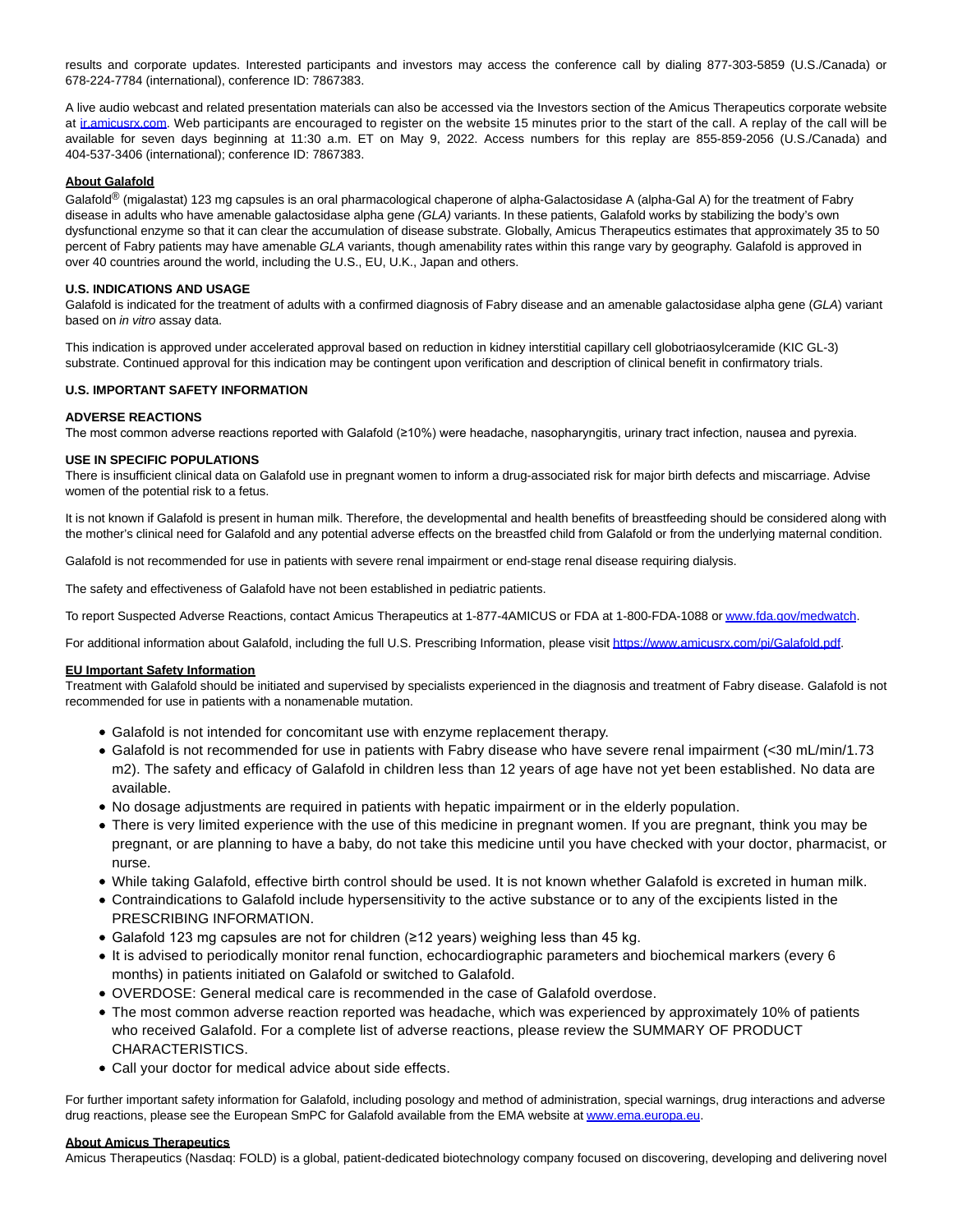results and corporate updates. Interested participants and investors may access the conference call by dialing 877-303-5859 (U.S./Canada) or 678-224-7784 (international), conference ID: 7867383.

A live audio webcast and related presentation materials can also be accessed via the Investors section of the Amicus Therapeutics corporate website at ir.amicusrx.com. Web participants are encouraged to register on the website 15 minutes prior to the start of the call. A replay of the call will be available for seven days beginning at 11:30 a.m. ET on May 9, 2022. Access numbers for this replay are 855-859-2056 (U.S./Canada) and 404-537-3406 (international); conference ID: 7867383.

**About Galafold**

Galafold® (migalastat) 123 mg capsules is an oral pharmacological chaperone of alpha-Galactosidase A (alpha-Gal A) for the treatment of Fabry disease in adults who have amenable galactosidase alpha gene *(GLA)* variants. In these patients, Galafold works by stabilizing the body's own dysfunctional enzyme so that it can clear the accumulation of disease substrate. Globally, Amicus Therapeutics estimates that approximately 35 to 50 percent of Fabry patients may have amenable *GLA* variants, though amenability rates within this range vary by geography. Galafold is approved in over 40 countries around the world, including the U.S., EU, U.K., Japan and others.

**U.S. INDICATIONS AND USAGE**

Galafold is indicated for the treatment of adults with a confirmed diagnosis of Fabry disease and an amenable galactosidase alpha gene (*GLA*) variant based on *in vitro* assay data.

This indication is approved under accelerated approval based on reduction in kidney interstitial capillary cell globotriaosylceramide (KIC GL-3) substrate. Continued approval for this indication may be contingent upon verification and description of clinical benefit in confirmatory trials.

**U.S. IMPORTANT SAFETY INFORMATION**

**ADVERSE REACTIONS**

The most common adverse reactions reported with Galafold (≥10%) were headache, nasopharyngitis, urinary tract infection, nausea and pyrexia.

**USE IN SPECIFIC POPULATIONS**

There is insufficient clinical data on Galafold use in pregnant women to inform a drug-associated risk for major birth defects and miscarriage. Advise women of the potential risk to a fetus.

It is not known if Galafold is present in human milk. Therefore, the developmental and health benefits of breastfeeding should be considered along with the mother's clinical need for Galafold and any potential adverse effects on the breastfed child from Galafold or from the underlying maternal condition.

Galafold is not recommended for use in patients with severe renal impairment or end-stage renal disease requiring dialysis.

The safety and effectiveness of Galafold have not been established in pediatric patients.

To report Suspected Adverse Reactions, contact Amicus Therapeutics at 1-877-4AMICUS or FDA at 1-800-FDA-1088 or www.fda.gov/medwatch.

For additional information about Galafold, including the full U.S. Prescribing Information, please visit https://www.amicusrx.com/pi/Galafold.pdf.

**EU Important Safety Information**

Treatment with Galafold should be initiated and supervised by specialists experienced in the diagnosis and treatment of Fabry disease. Galafold is not recommended for use in patients with a nonamenable mutation.

- Galafold is not intended for concomitant use with enzyme replacement therapy.
- Galafold is not recommended for use in patients with Fabry disease who have severe renal impairment (<30 mL/min/1.73 m2). The safety and efficacy of Galafold in children less than 12 years of age have not yet been established. No data are available.
- No dosage adjustments are required in patients with hepatic impairment or in the elderly population.
- There is very limited experience with the use of this medicine in pregnant women. If you are pregnant, think you may be pregnant, or are planning to have a baby, do not take this medicine until you have checked with your doctor, pharmacist, or nurse.
- While taking Galafold, effective birth control should be used. It is not known whether Galafold is excreted in human milk.
- Contraindications to Galafold include hypersensitivity to the active substance or to any of the excipients listed in the PRESCRIBING INFORMATION.
- Galafold 123 mg capsules are not for children (≥12 years) weighing less than 45 kg.
- It is advised to periodically monitor renal function, echocardiographic parameters and biochemical markers (every 6 months) in patients initiated on Galafold or switched to Galafold.
- OVERDOSE: General medical care is recommended in the case of Galafold overdose.
- The most common adverse reaction reported was headache, which was experienced by approximately 10% of patients who received Galafold. For a complete list of adverse reactions, please review the SUMMARY OF PRODUCT CHARACTERISTICS.
- Call your doctor for medical advice about side effects.

For further important safety information for Galafold, including posology and method of administration, special warnings, drug interactions and adverse drug reactions, please see the European SmPC for Galafold available from the EMA website at www.ema.europa.eu.

**About Amicus Therapeutics**

Amicus Therapeutics (Nasdaq: FOLD) is a global, patient-dedicated biotechnology company focused on discovering, developing and delivering novel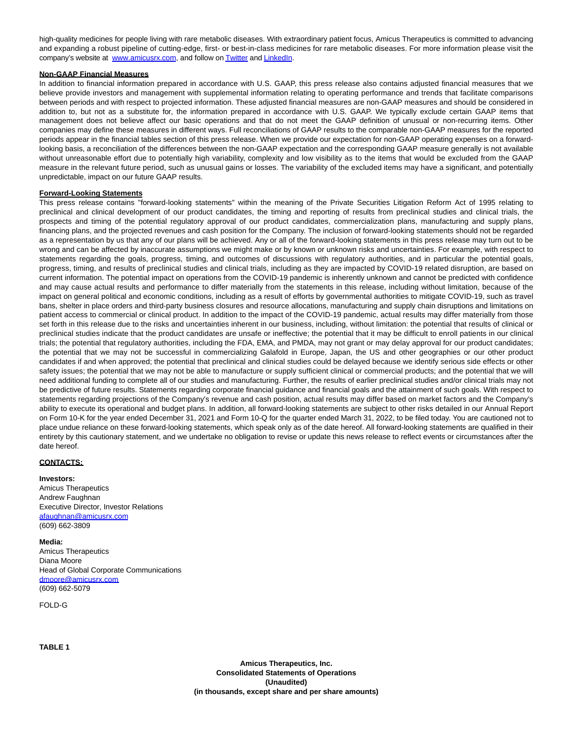high-quality medicines for people living with rare metabolic diseases. With extraordinary patient focus, Amicus Therapeutics is committed to advancing and expanding a robust pipeline of cutting-edge, first- or best-in-class medicines for rare metabolic diseases. For more information please visit the company's website at [www.amicusrx.com](www.amicusrx.com), and follow on [Twitter](Twitter) and [LinkedIn](LinkedIn).

**Non-GAAP Financial Measures**

In addition to financial information prepared in accordance with U.S. GAAP, this press release also contains adjusted financial measures that we believe provide investors and management with supplemental information relating to operating performance and trends that facilitate comparisons between periods and with respect to projected information. These adjusted financial measures are non-GAAP measures and should be considered in addition to, but not as a substitute for, the information prepared in accordance with U.S. GAAP. We typically exclude certain GAAP items that management does not believe affect our basic operations and that do not meet the GAAP definition of unusual or non-recurring items. Other companies may define these measures in different ways. Full reconciliations of GAAP results to the comparable non-GAAP measures for the reported periods appear in the financial tables section of this press release. When we provide our expectation for non-GAAP operating expenses on a forward-looking basis, a reconciliation of the differences between the non-GAAP expectation and the corresponding GAAP measure generally is not available without unreasonable effort due to potentially high variability, complexity and low visibility as to the items that would be excluded from the GAAP measure in the relevant future period, such as unusual gains or losses. The variability of the excluded items may have a significant, and potentially unpredictable, impact on our future GAAP results.

**Forward-Looking Statements**

This press release contains "forward-looking statements" within the meaning of the Private Securities Litigation Reform Act of 1995 relating to preclinical and clinical development of our product candidates, the timing and reporting of results from preclinical studies and clinical trials, the prospects and timing of the potential regulatory approval of our product candidates, commercialization plans, manufacturing and supply plans, financing plans, and the projected revenues and cash position for the Company. The inclusion of forward-looking statements should not be regarded as a representation by us that any of our plans will be achieved. Any or all of the forward-looking statements in this press release may turn out to be wrong and can be affected by inaccurate assumptions we might make or by known or unknown risks and uncertainties. For example, with respect to statements regarding the goals, progress, timing, and outcomes of discussions with regulatory authorities, and in particular the potential goals, progress, timing, and results of preclinical studies and clinical trials, including as they are impacted by COVID-19 related disruption, are based on current information. The potential impact on operations from the COVID-19 pandemic is inherently unknown and cannot be predicted with confidence and may cause actual results and performance to differ materially from the statements in this release, including without limitation, because of the impact on general political and economic conditions, including as a result of efforts by governmental authorities to mitigate COVID-19, such as travel bans, shelter in place orders and third-party business closures and resource allocations, manufacturing and supply chain disruptions and limitations on patient access to commercial or clinical product. In addition to the impact of the COVID-19 pandemic, actual results may differ materially from those set forth in this release due to the risks and uncertainties inherent in our business, including, without limitation: the potential that results of clinical or preclinical studies indicate that the product candidates are unsafe or ineffective; the potential that it may be difficult to enroll patients in our clinical trials; the potential that regulatory authorities, including the FDA, EMA, and PMDA, may not grant or may delay approval for our product candidates; the potential that we may not be successful in commercializing Galafold in Europe, Japan, the US and other geographies or our other product candidates if and when approved; the potential that preclinical and clinical studies could be delayed because we identify serious side effects or other safety issues; the potential that we may not be able to manufacture or supply sufficient clinical or commercial products; and the potential that we will need additional funding to complete all of our studies and manufacturing. Further, the results of earlier preclinical studies and/or clinical trials may not be predictive of future results. Statements regarding corporate financial guidance and financial goals and the attainment of such goals. With respect to statements regarding projections of the Company's revenue and cash position, actual results may differ based on market factors and the Company's ability to execute its operational and budget plans. In addition, all forward-looking statements are subject to other risks detailed in our Annual Report on Form 10-K for the year ended December 31, 2021 and Form 10-Q for the quarter ended March 31, 2022, to be filed today. You are cautioned not to place undue reliance on these forward-looking statements, which speak only as of the date hereof. All forward-looking statements are qualified in their entirety by this cautionary statement, and we undertake no obligation to revise or update this news release to reflect events or circumstances after the date hereof.

**CONTACTS:**

**Investors:**
Amicus Therapeutics
Andrew Faughnan
Executive Director, Investor Relations
[afaughnan@amicusrx.com](mailto:afaughnan@amicusrx.com)
(609) 662-3809

**Media:**
Amicus Therapeutics
Diana Moore
Head of Global Corporate Communications
[dmoore@amicusrx.com](mailto:dmoore@amicusrx.com)
(609) 662-5079

FOLD-G

**TABLE 1**

**Amicus Therapeutics, Inc.**
**Consolidated Statements of Operations**
**(Unaudited)**
**(in thousands, except share and per share amounts)**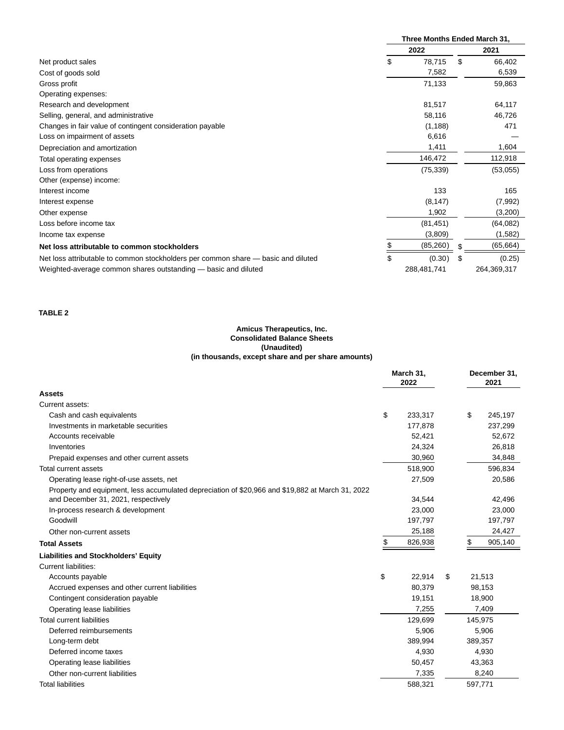| | Three Months Ended March 31, | |
|---|---|---|
| | 2022 | 2021 |
| Net product sales | $ 78,715 | $ 66,402 |
| Cost of goods sold | 7,582 | 6,539 |
| Gross profit | 71,133 | 59,863 |
| Operating expenses: | | |
| Research and development | 81,517 | 64,117 |
| Selling, general, and administrative | 58,116 | 46,726 |
| Changes in fair value of contingent consideration payable | (1,188) | 471 |
| Loss on impairment of assets | 6,616 | — |
| Depreciation and amortization | 1,411 | 1,604 |
| Total operating expenses | 146,472 | 112,918 |
| Loss from operations | (75,339) | (53,055) |
| Other (expense) income: | | |
| Interest income | 133 | 165 |
| Interest expense | (8,147) | (7,992) |
| Other expense | 1,902 | (3,200) |
| Loss before income tax | (81,451) | (64,082) |
| Income tax expense | (3,809) | (1,582) |
| **Net loss attributable to common stockholders** | $ (85,260) | $ (65,664) |
| Net loss attributable to common stockholders per common share — basic and diluted | $ (0.30) | $ (0.25) |
| Weighted-average common shares outstanding — basic and diluted | 288,481,741 | 264,369,317 |

**TABLE 2**

**Amicus Therapeutics, Inc.**
**Consolidated Balance Sheets**
**(Unaudited)**
**(in thousands, except share and per share amounts)**

| | March 31, 2022 | December 31, 2021 |
|---|---|---|
| **Assets** | | |
| Current assets: | | |
| Cash and cash equivalents | $ 233,317 | $ 245,197 |
| Investments in marketable securities | 177,878 | 237,299 |
| Accounts receivable | 52,421 | 52,672 |
| Inventories | 24,324 | 26,818 |
| Prepaid expenses and other current assets | 30,960 | 34,848 |
| Total current assets | 518,900 | 596,834 |
| Operating lease right-of-use assets, net | 27,509 | 20,586 |
| Property and equipment, less accumulated depreciation of $20,966 and $19,882 at March 31, 2022 and December 31, 2021, respectively | 34,544 | 42,496 |
| In-process research & development | 23,000 | 23,000 |
| Goodwill | 197,797 | 197,797 |
| Other non-current assets | 25,188 | 24,427 |
| **Total Assets** | $ 826,938 | $ 905,140 |
| **Liabilities and Stockholders' Equity** | | |
| Current liabilities: | | |
| Accounts payable | $ 22,914 | $ 21,513 |
| Accrued expenses and other current liabilities | 80,379 | 98,153 |
| Contingent consideration payable | 19,151 | 18,900 |
| Operating lease liabilities | 7,255 | 7,409 |
| Total current liabilities | 129,699 | 145,975 |
| Deferred reimbursements | 5,906 | 5,906 |
| Long-term debt | 389,994 | 389,357 |
| Deferred income taxes | 4,930 | 4,930 |
| Operating lease liabilities | 50,457 | 43,363 |
| Other non-current liabilities | 7,335 | 8,240 |
| Total liabilities | 588,321 | 597,771 |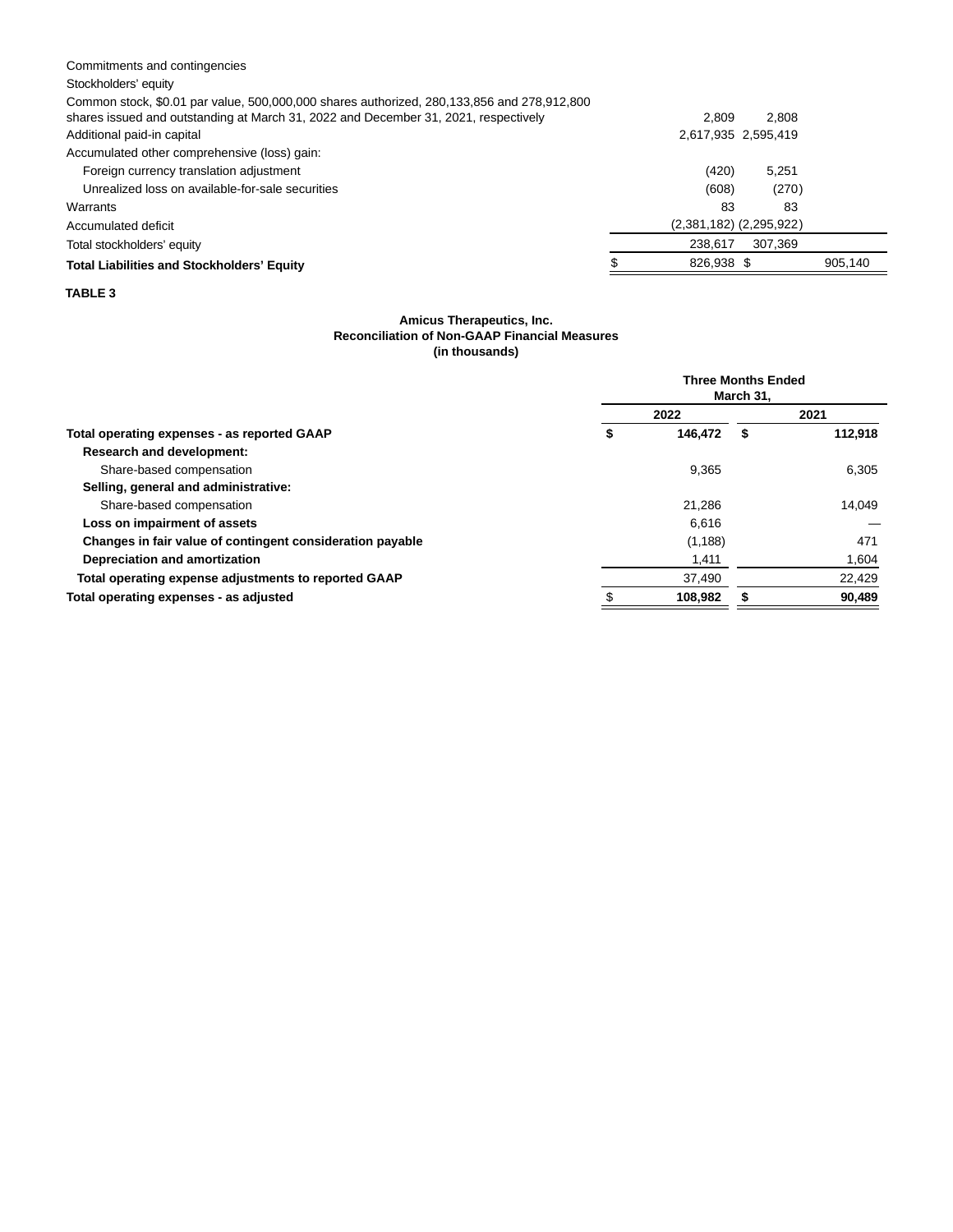| | | |
|---|---|---|
| Commitments and contingencies | | |
| Stockholders' equity | | |
| Common stock, $0.01 par value, 500,000,000 shares authorized, 280,133,856 and 278,912,800 shares issued and outstanding at March 31, 2022 and December 31, 2021, respectively | 2,809 | 2,808 |
| Additional paid-in capital | 2,617,935 | 2,595,419 |
| Accumulated other comprehensive (loss) gain: | | |
| Foreign currency translation adjustment | (420) | 5,251 |
| Unrealized loss on available-for-sale securities | (608) | (270) |
| Warrants | 83 | 83 |
| Accumulated deficit | (2,381,182) | (2,295,922) |
| Total stockholders' equity | 238,617 | 307,369 |
| **Total Liabilities and Stockholders' Equity** | $ 826,938 | $ 905,140 |

**TABLE 3**

**Amicus Therapeutics, Inc.**
**Reconciliation of Non-GAAP Financial Measures**
**(in thousands)**

| | Three Months Ended March 31, | |
|---|---|---|
| | **2022** | **2021** |
| **Total operating expenses - as reported GAAP** | **$ 146,472** | **$ 112,918** |
| **Research and development:** | | |
| Share-based compensation | 9,365 | 6,305 |
| **Selling, general and administrative:** | | |
| Share-based compensation | 21,286 | 14,049 |
| **Loss on impairment of assets** | 6,616 | — |
| **Changes in fair value of contingent consideration payable** | (1,188) | 471 |
| **Depreciation and amortization** | 1,411 | 1,604 |
| **Total operating expense adjustments to reported GAAP** | 37,490 | 22,429 |
| **Total operating expenses - as adjusted** | $ **108,982** | **$ 90,489** |